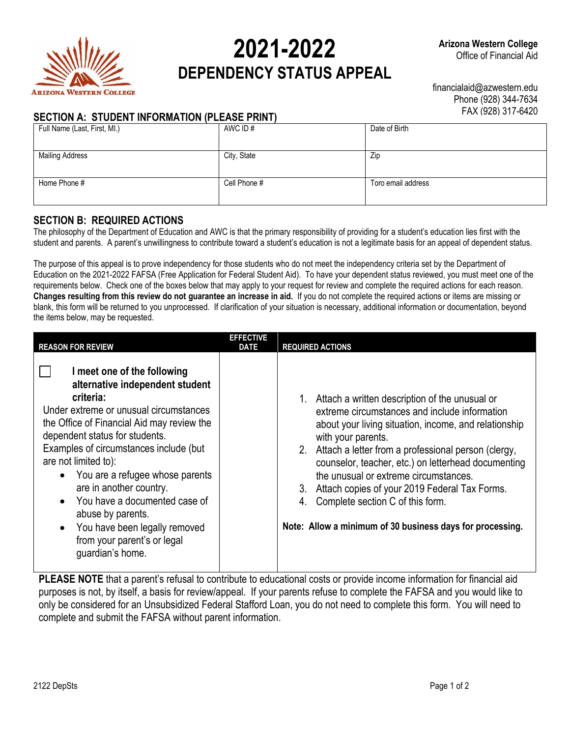# 2021-2022
## DEPENDENCY STATUS APPEAL

**Arizona Western College**
Office of Financial Aid

financialaid@azwestern.edu
Phone (928) 344-7634
FAX (928) 317-6420

## SECTION A: STUDENT INFORMATION (PLEASE PRINT)

| Full Name (Last, First, MI.) | AWC ID # | Date of Birth |
|---|---|---|
| Mailing Address | City, State | Zip |
| Home Phone # | Cell Phone # | Toro email address |

## SECTION B: REQUIRED ACTIONS

The philosophy of the Department of Education and AWC is that the primary responsibility of providing for a student's education lies first with the student and parents. A parent's unwillingness to contribute toward a student's education is not a legitimate basis for an appeal of dependent status.

The purpose of this appeal is to prove independency for those students who do not meet the independency criteria set by the Department of Education on the 2021-2022 FAFSA (Free Application for Federal Student Aid). To have your dependent status reviewed, you must meet one of the requirements below. Check one of the boxes below that may apply to your request for review and complete the required actions for each reason. **Changes resulting from this review do not guarantee an increase in aid.** If you do not complete the required actions or items are missing or blank, this form will be returned to you unprocessed. If clarification of your situation is necessary, additional information or documentation, beyond the items below, may be requested.

| REASON FOR REVIEW | EFFECTIVE DATE | REQUIRED ACTIONS |
|---|---|---|
| ☐ **I meet one of the following alternative independent student criteria:** Under extreme or unusual circumstances the Office of Financial Aid may review the dependent status for students. Examples of circumstances include (but are not limited to): • You are a refugee whose parents are in another country. • You have a documented case of abuse by parents. • You have been legally removed from your parent's or legal guardian's home. | | 1. Attach a written description of the unusual or extreme circumstances and include information about your living situation, income, and relationship with your parents. 2. Attach a letter from a professional person (clergy, counselor, teacher, etc.) on letterhead documenting the unusual or extreme circumstances. 3. Attach copies of your 2019 Federal Tax Forms. 4. Complete section C of this form. **Note: Allow a minimum of 30 business days for processing.** |

**PLEASE NOTE** that a parent's refusal to contribute to educational costs or provide income information for financial aid purposes is not, by itself, a basis for review/appeal. If your parents refuse to complete the FAFSA and you would like to only be considered for an Unsubsidized Federal Stafford Loan, you do not need to complete this form. You will need to complete and submit the FAFSA without parent information.

2122 DepSts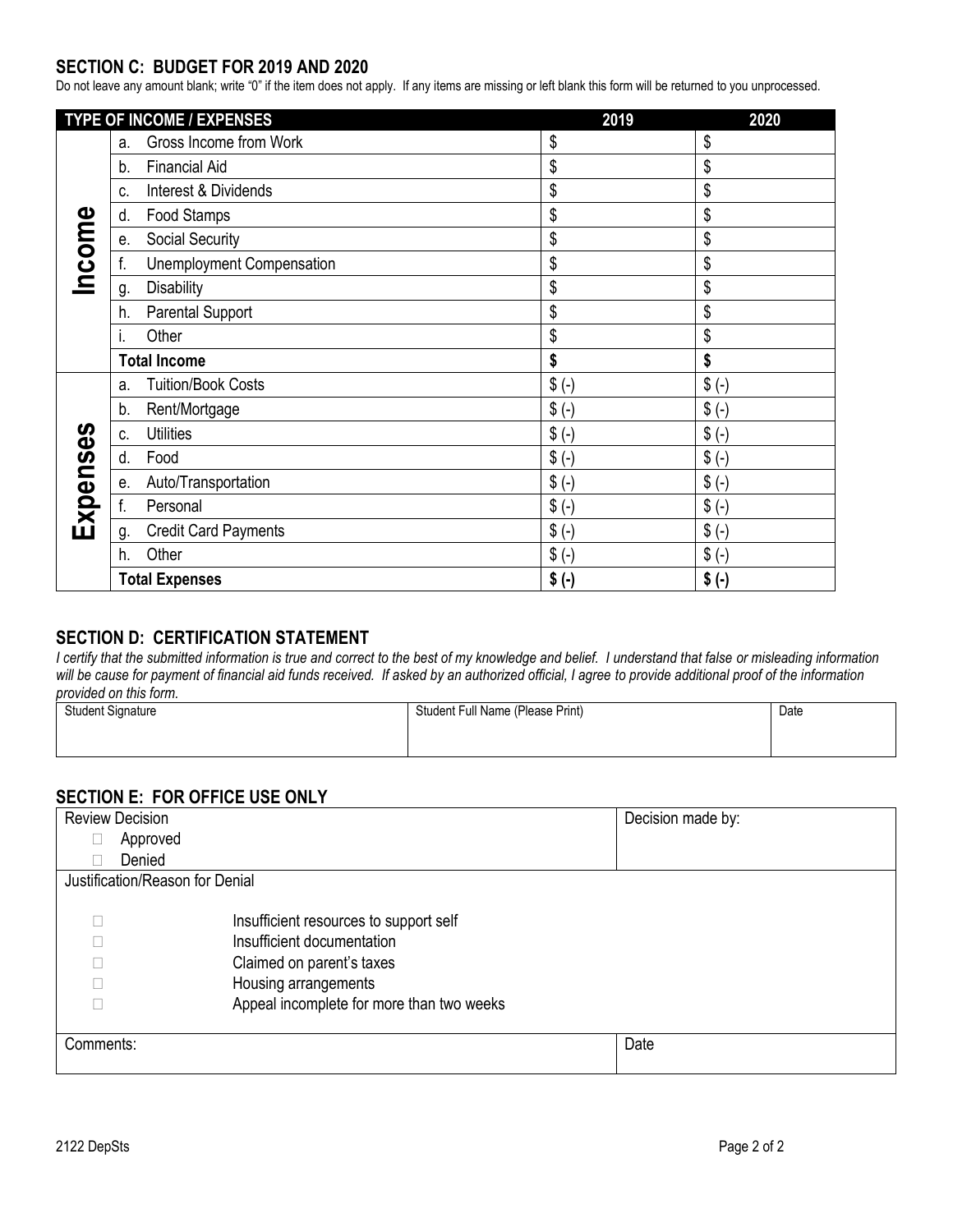## SECTION C: BUDGET FOR 2019 AND 2020

Do not leave any amount blank; write "0" if the item does not apply. If any items are missing or left blank this form will be returned to you unprocessed.

| TYPE OF INCOME / EXPENSES | | 2019 | 2020 |
|---|---|---|---|
| **Income** | a. Gross Income from Work | $ | $ |
| | b. Financial Aid | $ | $ |
| | c. Interest & Dividends | $ | $ |
| | d. Food Stamps | $ | $ |
| | e. Social Security | $ | $ |
| | f. Unemployment Compensation | $ | $ |
| | g. Disability | $ | $ |
| | h. Parental Support | $ | $ |
| | i. Other | $ | $ |
| | **Total Income** | **$** | **$** |
| **Expenses** | a. Tuition/Book Costs | $ (-) | $ (-) |
| | b. Rent/Mortgage | $ (-) | $ (-) |
| | c. Utilities | $ (-) | $ (-) |
| | d. Food | $ (-) | $ (-) |
| | e. Auto/Transportation | $ (-) | $ (-) |
| | f. Personal | $ (-) | $ (-) |
| | g. Credit Card Payments | $ (-) | $ (-) |
| | h. Other | $ (-) | $ (-) |
| | **Total Expenses** | **$ (-)** | **$ (-)** |

## SECTION D: CERTIFICATION STATEMENT

*I certify that the submitted information is true and correct to the best of my knowledge and belief. I understand that false or misleading information will be cause for payment of financial aid funds received. If asked by an authorized official, I agree to provide additional proof of the information provided on this form.*

| Student Signature | Student Full Name (Please Print) | Date |
|---|---|---|
| | | |

## SECTION E: FOR OFFICE USE ONLY

| Review Decision | Decision made by: |
|---|---|
| ☐ Approved<br>☐ Denied | |

Justification/Reason for Denial

- ☐ Insufficient resources to support self
- ☐ Insufficient documentation
- ☐ Claimed on parent's taxes
- ☐ Housing arrangements
- ☐ Appeal incomplete for more than two weeks

| Comments: | Date |
|---|---|
| | |

2122 DepSts